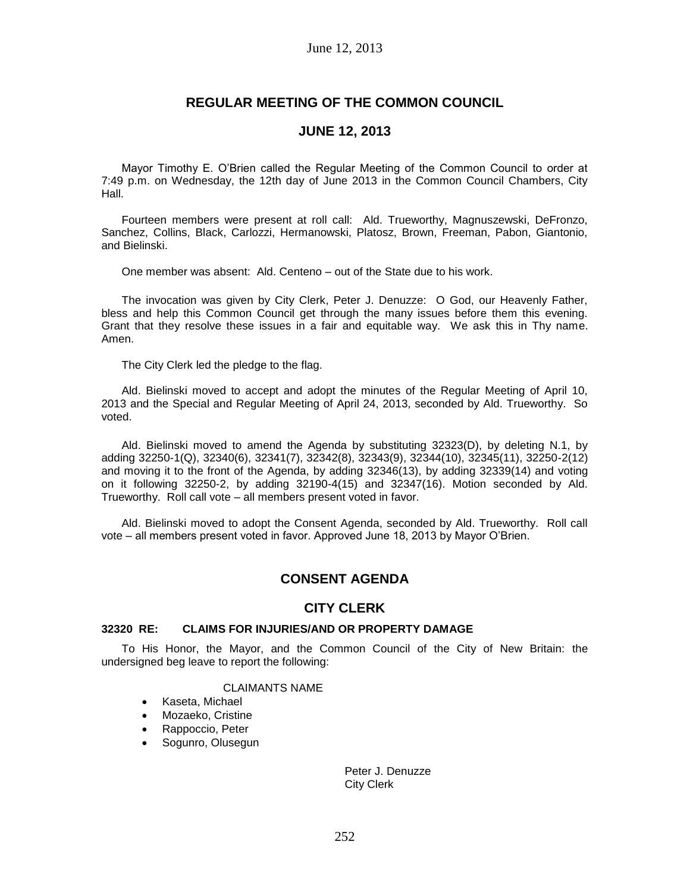# REGULAR MEETING OF THE COMMON COUNCIL

## JUNE 12, 2013

Mayor Timothy E. O'Brien called the Regular Meeting of the Common Council to order at 7:49 p.m. on Wednesday, the 12th day of June 2013 in the Common Council Chambers, City Hall.

Fourteen members were present at roll call: Ald. Trueworthy, Magnuszewski, DeFronzo, Sanchez, Collins, Black, Carlozzi, Hermanowski, Platosz, Brown, Freeman, Pabon, Giantonio, and Bielinski.

One member was absent: Ald. Centeno – out of the State due to his work.

The invocation was given by City Clerk, Peter J. Denuzze: O God, our Heavenly Father, bless and help this Common Council get through the many issues before them this evening. Grant that they resolve these issues in a fair and equitable way. We ask this in Thy name. Amen.

The City Clerk led the pledge to the flag.

Ald. Bielinski moved to accept and adopt the minutes of the Regular Meeting of April 10, 2013 and the Special and Regular Meeting of April 24, 2013, seconded by Ald. Trueworthy. So voted.

Ald. Bielinski moved to amend the Agenda by substituting 32323(D), by deleting N.1, by adding 32250-1(Q), 32340(6), 32341(7), 32342(8), 32343(9), 32344(10), 32345(11), 32250-2(12) and moving it to the front of the Agenda, by adding 32346(13), by adding 32339(14) and voting on it following 32250-2, by adding 32190-4(15) and 32347(16). Motion seconded by Ald. Trueworthy. Roll call vote – all members present voted in favor.

Ald. Bielinski moved to adopt the Consent Agenda, seconded by Ald. Trueworthy. Roll call vote – all members present voted in favor. Approved June 18, 2013 by Mayor O'Brien.

## CONSENT AGENDA

## CITY CLERK

#### 32320 RE: CLAIMS FOR INJURIES/AND OR PROPERTY DAMAGE

To His Honor, the Mayor, and the Common Council of the City of New Britain: the undersigned beg leave to report the following:

CLAIMANTS NAME

- Kaseta, Michael
- Mozaeko, Cristine
- Rappoccio, Peter
- Sogunro, Olusegun

Peter J. Denuzze
City Clerk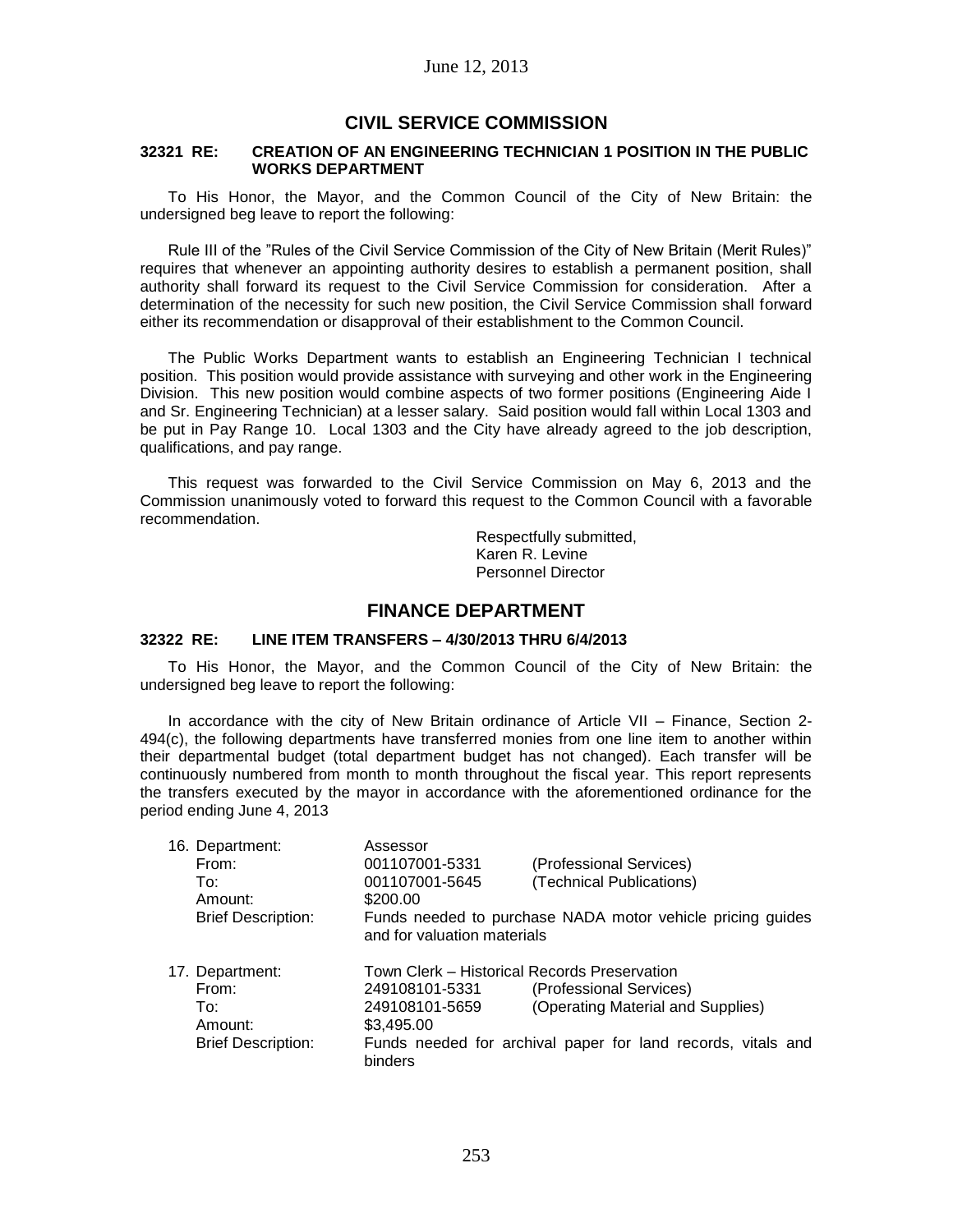June 12, 2013

## CIVIL SERVICE COMMISSION

### 32321 RE: CREATION OF AN ENGINEERING TECHNICIAN 1 POSITION IN THE PUBLIC WORKS DEPARTMENT

To His Honor, the Mayor, and the Common Council of the City of New Britain: the undersigned beg leave to report the following:

Rule III of the "Rules of the Civil Service Commission of the City of New Britain (Merit Rules)" requires that whenever an appointing authority desires to establish a permanent position, shall authority shall forward its request to the Civil Service Commission for consideration. After a determination of the necessity for such new position, the Civil Service Commission shall forward either its recommendation or disapproval of their establishment to the Common Council.

The Public Works Department wants to establish an Engineering Technician I technical position. This position would provide assistance with surveying and other work in the Engineering Division. This new position would combine aspects of two former positions (Engineering Aide I and Sr. Engineering Technician) at a lesser salary. Said position would fall within Local 1303 and be put in Pay Range 10. Local 1303 and the City have already agreed to the job description, qualifications, and pay range.

This request was forwarded to the Civil Service Commission on May 6, 2013 and the Commission unanimously voted to forward this request to the Common Council with a favorable recommendation.

Respectfully submitted,
Karen R. Levine
Personnel Director

## FINANCE DEPARTMENT

### 32322 RE: LINE ITEM TRANSFERS – 4/30/2013 THRU 6/4/2013

To His Honor, the Mayor, and the Common Council of the City of New Britain: the undersigned beg leave to report the following:

In accordance with the city of New Britain ordinance of Article VII – Finance, Section 2-494(c), the following departments have transferred monies from one line item to another within their departmental budget (total department budget has not changed). Each transfer will be continuously numbered from month to month throughout the fiscal year. This report represents the transfers executed by the mayor in accordance with the aforementioned ordinance for the period ending June 4, 2013

16. Department: Assessor
    From: 001107001-5331 (Professional Services)
    To: 001107001-5645 (Technical Publications)
    Amount: $200.00
    Brief Description: Funds needed to purchase NADA motor vehicle pricing guides and for valuation materials

17. Department: Town Clerk – Historical Records Preservation
    From: 249108101-5331 (Professional Services)
    To: 249108101-5659 (Operating Material and Supplies)
    Amount: $3,495.00
    Brief Description: Funds needed for archival paper for land records, vitals and binders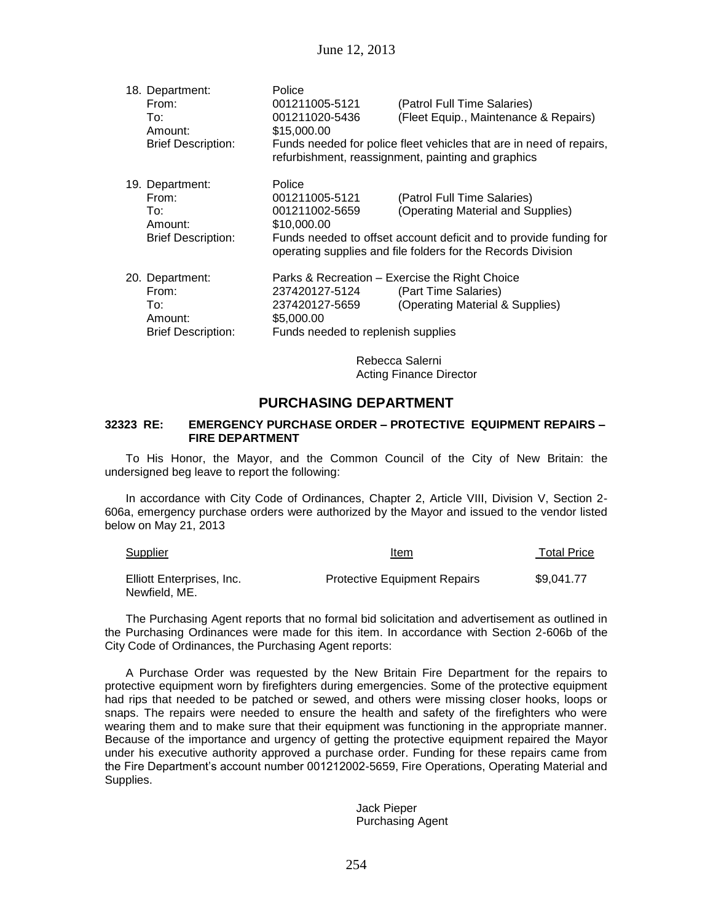18. Department: Police
    From: 001211005-5121 (Patrol Full Time Salaries)
    To: 001211020-5436 (Fleet Equip., Maintenance & Repairs)
    Amount: $15,000.00
    Brief Description: Funds needed for police fleet vehicles that are in need of repairs, refurbishment, reassignment, painting and graphics

19. Department: Police
    From: 001211005-5121 (Patrol Full Time Salaries)
    To: 001211002-5659 (Operating Material and Supplies)
    Amount: $10,000.00
    Brief Description: Funds needed to offset account deficit and to provide funding for operating supplies and file folders for the Records Division

20. Department: Parks & Recreation – Exercise the Right Choice
    From: 237420127-5124 (Part Time Salaries)
    To: 237420127-5659 (Operating Material & Supplies)
    Amount: $5,000.00
    Brief Description: Funds needed to replenish supplies

Rebecca Salerni
Acting Finance Director

## PURCHASING DEPARTMENT

**32323 RE: EMERGENCY PURCHASE ORDER – PROTECTIVE EQUIPMENT REPAIRS – FIRE DEPARTMENT**

To His Honor, the Mayor, and the Common Council of the City of New Britain: the undersigned beg leave to report the following:

In accordance with City Code of Ordinances, Chapter 2, Article VIII, Division V, Section 2-606a, emergency purchase orders were authorized by the Mayor and issued to the vendor listed below on May 21, 2013

| Supplier | Item | Total Price |
|---|---|---|
| Elliott Enterprises, Inc. Newfield, ME. | Protective Equipment Repairs | $9,041.77 |

The Purchasing Agent reports that no formal bid solicitation and advertisement as outlined in the Purchasing Ordinances were made for this item. In accordance with Section 2-606b of the City Code of Ordinances, the Purchasing Agent reports:

A Purchase Order was requested by the New Britain Fire Department for the repairs to protective equipment worn by firefighters during emergencies. Some of the protective equipment had rips that needed to be patched or sewed, and others were missing closer hooks, loops or snaps. The repairs were needed to ensure the health and safety of the firefighters who were wearing them and to make sure that their equipment was functioning in the appropriate manner. Because of the importance and urgency of getting the protective equipment repaired the Mayor under his executive authority approved a purchase order. Funding for these repairs came from the Fire Department's account number 001212002-5659, Fire Operations, Operating Material and Supplies.

Jack Pieper
Purchasing Agent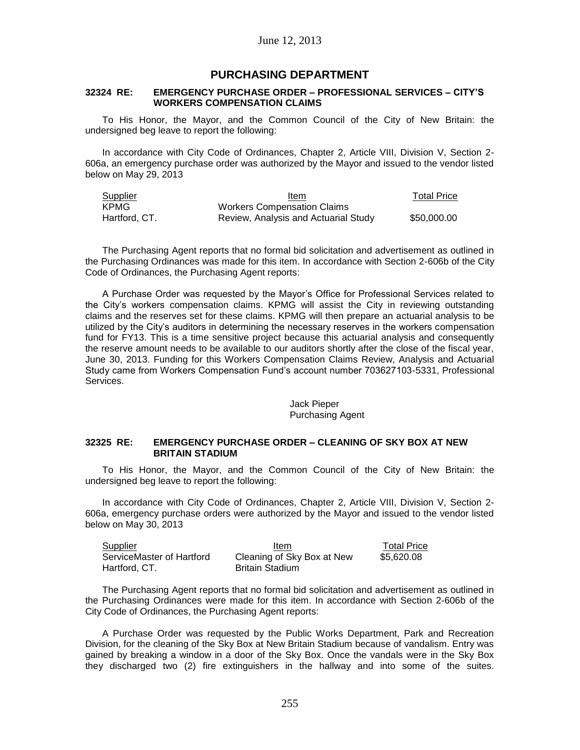June 12, 2013

## PURCHASING DEPARTMENT

### 32324 RE: EMERGENCY PURCHASE ORDER – PROFESSIONAL SERVICES – CITY'S WORKERS COMPENSATION CLAIMS

To His Honor, the Mayor, and the Common Council of the City of New Britain: the undersigned beg leave to report the following:

In accordance with City Code of Ordinances, Chapter 2, Article VIII, Division V, Section 2-606a, an emergency purchase order was authorized by the Mayor and issued to the vendor listed below on May 29, 2013

| Supplier | Item | Total Price |
|---|---|---|
| KPMG<br>Hartford, CT. | Workers Compensation Claims<br>Review, Analysis and Actuarial Study | \$50,000.00 |

The Purchasing Agent reports that no formal bid solicitation and advertisement as outlined in the Purchasing Ordinances was made for this item. In accordance with Section 2-606b of the City Code of Ordinances, the Purchasing Agent reports:

A Purchase Order was requested by the Mayor's Office for Professional Services related to the City's workers compensation claims. KPMG will assist the City in reviewing outstanding claims and the reserves set for these claims. KPMG will then prepare an actuarial analysis to be utilized by the City's auditors in determining the necessary reserves in the workers compensation fund for FY13. This is a time sensitive project because this actuarial analysis and consequently the reserve amount needs to be available to our auditors shortly after the close of the fiscal year, June 30, 2013. Funding for this Workers Compensation Claims Review, Analysis and Actuarial Study came from Workers Compensation Fund's account number 703627103-5331, Professional Services.

Jack Pieper
Purchasing Agent

### 32325 RE: EMERGENCY PURCHASE ORDER – CLEANING OF SKY BOX AT NEW BRITAIN STADIUM

To His Honor, the Mayor, and the Common Council of the City of New Britain: the undersigned beg leave to report the following:

In accordance with City Code of Ordinances, Chapter 2, Article VIII, Division V, Section 2-606a, emergency purchase orders were authorized by the Mayor and issued to the vendor listed below on May 30, 2013

| Supplier | Item | Total Price |
|---|---|---|
| ServiceMaster of Hartford<br>Hartford, CT. | Cleaning of Sky Box at New<br>Britain Stadium | \$5,620.08 |

The Purchasing Agent reports that no formal bid solicitation and advertisement as outlined in the Purchasing Ordinances were made for this item. In accordance with Section 2-606b of the City Code of Ordinances, the Purchasing Agent reports:

A Purchase Order was requested by the Public Works Department, Park and Recreation Division, for the cleaning of the Sky Box at New Britain Stadium because of vandalism. Entry was gained by breaking a window in a door of the Sky Box. Once the vandals were in the Sky Box they discharged two (2) fire extinguishers in the hallway and into some of the suites.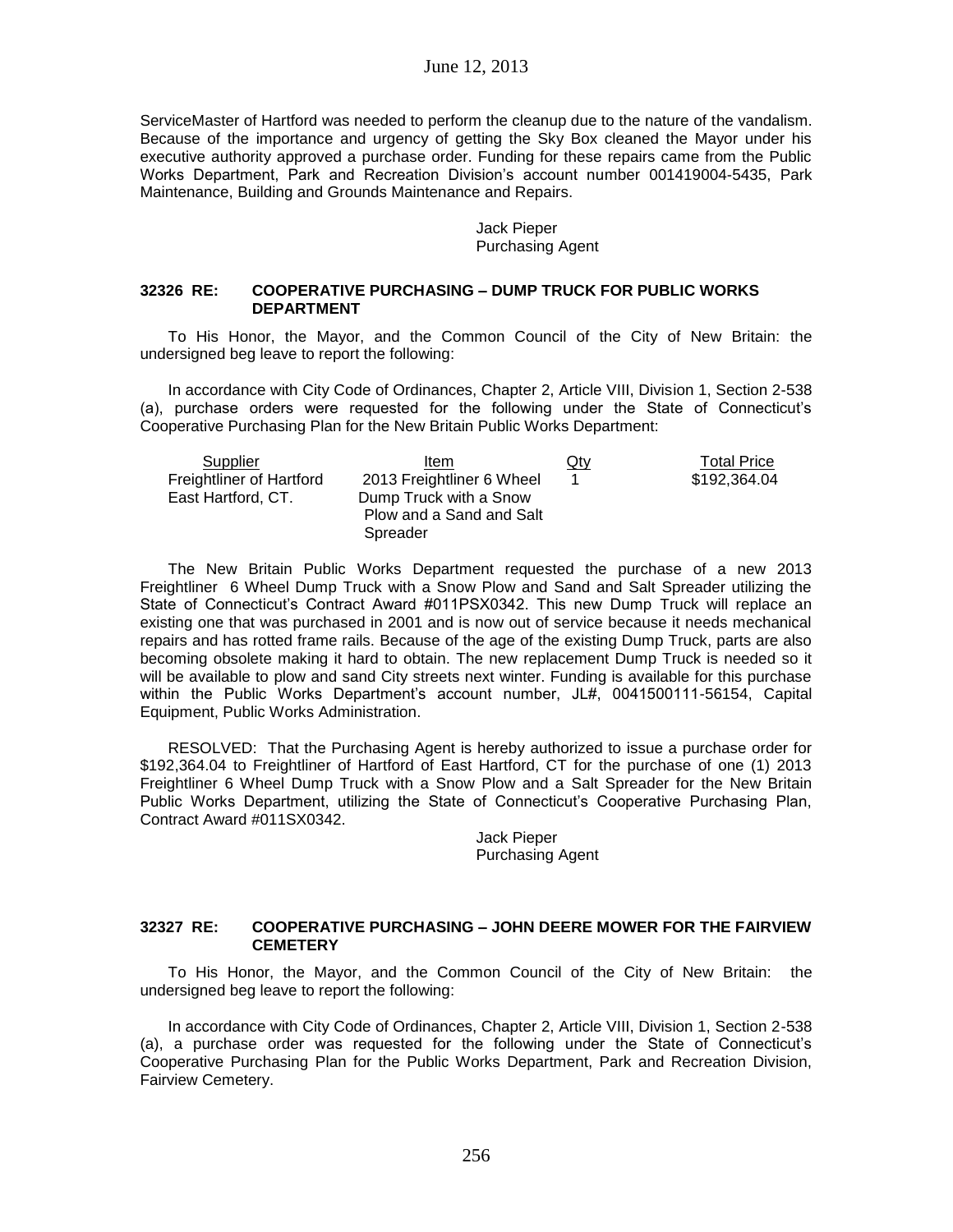ServiceMaster of Hartford was needed to perform the cleanup due to the nature of the vandalism. Because of the importance and urgency of getting the Sky Box cleaned the Mayor under his executive authority approved a purchase order. Funding for these repairs came from the Public Works Department, Park and Recreation Division's account number 001419004-5435, Park Maintenance, Building and Grounds Maintenance and Repairs.

Jack Pieper
Purchasing Agent

### 32326 RE: COOPERATIVE PURCHASING – DUMP TRUCK FOR PUBLIC WORKS DEPARTMENT

To His Honor, the Mayor, and the Common Council of the City of New Britain: the undersigned beg leave to report the following:

In accordance with City Code of Ordinances, Chapter 2, Article VIII, Division 1, Section 2-538 (a), purchase orders were requested for the following under the State of Connecticut's Cooperative Purchasing Plan for the New Britain Public Works Department:

| Supplier | Item | Qty | Total Price |
|---|---|---|---|
| Freightliner of Hartford East Hartford, CT. | 2013 Freightliner 6 Wheel Dump Truck with a Snow Plow and a Sand and Salt Spreader | 1 | $192,364.04 |

The New Britain Public Works Department requested the purchase of a new 2013 Freightliner 6 Wheel Dump Truck with a Snow Plow and Sand and Salt Spreader utilizing the State of Connecticut's Contract Award #011PSX0342. This new Dump Truck will replace an existing one that was purchased in 2001 and is now out of service because it needs mechanical repairs and has rotted frame rails. Because of the age of the existing Dump Truck, parts are also becoming obsolete making it hard to obtain. The new replacement Dump Truck is needed so it will be available to plow and sand City streets next winter. Funding is available for this purchase within the Public Works Department's account number, JL#, 0041500111-56154, Capital Equipment, Public Works Administration.

RESOLVED: That the Purchasing Agent is hereby authorized to issue a purchase order for $192,364.04 to Freightliner of Hartford of East Hartford, CT for the purchase of one (1) 2013 Freightliner 6 Wheel Dump Truck with a Snow Plow and a Salt Spreader for the New Britain Public Works Department, utilizing the State of Connecticut's Cooperative Purchasing Plan, Contract Award #011SX0342.

Jack Pieper
Purchasing Agent

### 32327 RE: COOPERATIVE PURCHASING – JOHN DEERE MOWER FOR THE FAIRVIEW CEMETERY

To His Honor, the Mayor, and the Common Council of the City of New Britain: the undersigned beg leave to report the following:

In accordance with City Code of Ordinances, Chapter 2, Article VIII, Division 1, Section 2-538 (a), a purchase order was requested for the following under the State of Connecticut's Cooperative Purchasing Plan for the Public Works Department, Park and Recreation Division, Fairview Cemetery.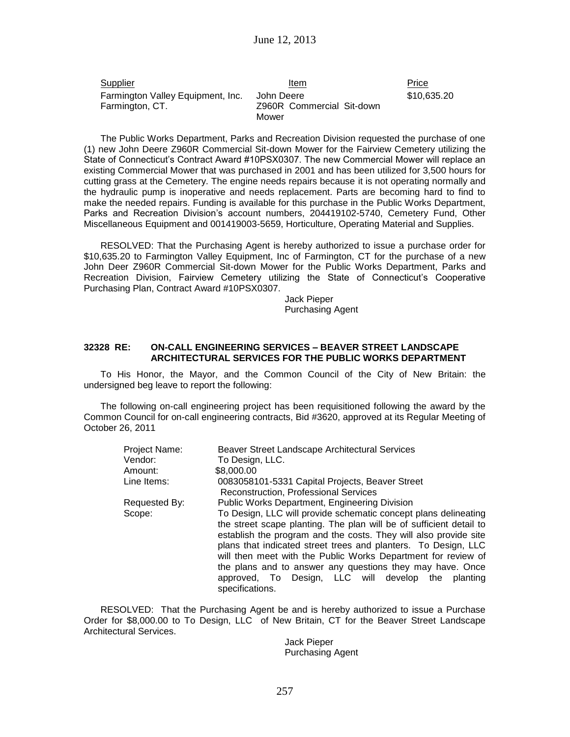| Supplier | Item | Price |
| --- | --- | --- |
| Farmington Valley Equipment, Inc. Farmington, CT. | John Deere Z960R Commercial Sit-down Mower | $10,635.20 |

The Public Works Department, Parks and Recreation Division requested the purchase of one (1) new John Deere Z960R Commercial Sit-down Mower for the Fairview Cemetery utilizing the State of Connecticut's Contract Award #10PSX0307. The new Commercial Mower will replace an existing Commercial Mower that was purchased in 2001 and has been utilized for 3,500 hours for cutting grass at the Cemetery. The engine needs repairs because it is not operating normally and the hydraulic pump is inoperative and needs replacement. Parts are becoming hard to find to make the needed repairs. Funding is available for this purchase in the Public Works Department, Parks and Recreation Division's account numbers, 204419102-5740, Cemetery Fund, Other Miscellaneous Equipment and 001419003-5659, Horticulture, Operating Material and Supplies.

RESOLVED: That the Purchasing Agent is hereby authorized to issue a purchase order for $10,635.20 to Farmington Valley Equipment, Inc of Farmington, CT for the purchase of a new John Deer Z960R Commercial Sit-down Mower for the Public Works Department, Parks and Recreation Division, Fairview Cemetery utilizing the State of Connecticut's Cooperative Purchasing Plan, Contract Award #10PSX0307.

Jack Pieper
Purchasing Agent

### 32328 RE: ON-CALL ENGINEERING SERVICES – BEAVER STREET LANDSCAPE ARCHITECTURAL SERVICES FOR THE PUBLIC WORKS DEPARTMENT

To His Honor, the Mayor, and the Common Council of the City of New Britain: the undersigned beg leave to report the following:

The following on-call engineering project has been requisitioned following the award by the Common Council for on-call engineering contracts, Bid #3620, approved at its Regular Meeting of October 26, 2011

| | |
| --- | --- |
| Project Name: | Beaver Street Landscape Architectural Services |
| Vendor: | To Design, LLC. |
| Amount: | $8,000.00 |
| Line Items: | 0083058101-5331 Capital Projects, Beaver Street Reconstruction, Professional Services |
| Requested By: | Public Works Department, Engineering Division |
| Scope: | To Design, LLC will provide schematic concept plans delineating the street scape planting. The plan will be of sufficient detail to establish the program and the costs. They will also provide site plans that indicated street trees and planters. To Design, LLC will then meet with the Public Works Department for review of the plans and to answer any questions they may have. Once approved, To Design, LLC will develop the planting specifications. |

RESOLVED: That the Purchasing Agent be and is hereby authorized to issue a Purchase Order for $8,000.00 to To Design, LLC of New Britain, CT for the Beaver Street Landscape Architectural Services.

Jack Pieper
Purchasing Agent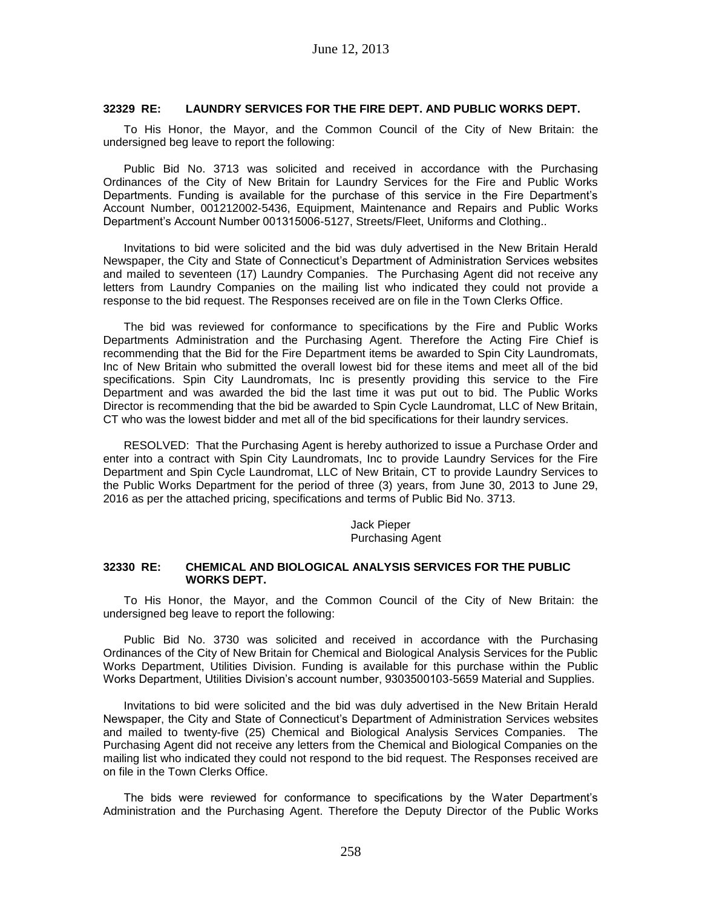June 12, 2013

### 32329 RE: LAUNDRY SERVICES FOR THE FIRE DEPT. AND PUBLIC WORKS DEPT.

To His Honor, the Mayor, and the Common Council of the City of New Britain: the undersigned beg leave to report the following:

Public Bid No. 3713 was solicited and received in accordance with the Purchasing Ordinances of the City of New Britain for Laundry Services for the Fire and Public Works Departments. Funding is available for the purchase of this service in the Fire Department's Account Number, 001212002-5436, Equipment, Maintenance and Repairs and Public Works Department's Account Number 001315006-5127, Streets/Fleet, Uniforms and Clothing..

Invitations to bid were solicited and the bid was duly advertised in the New Britain Herald Newspaper, the City and State of Connecticut's Department of Administration Services websites and mailed to seventeen (17) Laundry Companies. The Purchasing Agent did not receive any letters from Laundry Companies on the mailing list who indicated they could not provide a response to the bid request. The Responses received are on file in the Town Clerks Office.

The bid was reviewed for conformance to specifications by the Fire and Public Works Departments Administration and the Purchasing Agent. Therefore the Acting Fire Chief is recommending that the Bid for the Fire Department items be awarded to Spin City Laundromats, Inc of New Britain who submitted the overall lowest bid for these items and meet all of the bid specifications. Spin City Laundromats, Inc is presently providing this service to the Fire Department and was awarded the bid the last time it was put out to bid. The Public Works Director is recommending that the bid be awarded to Spin Cycle Laundromat, LLC of New Britain, CT who was the lowest bidder and met all of the bid specifications for their laundry services.

RESOLVED: That the Purchasing Agent is hereby authorized to issue a Purchase Order and enter into a contract with Spin City Laundromats, Inc to provide Laundry Services for the Fire Department and Spin Cycle Laundromat, LLC of New Britain, CT to provide Laundry Services to the Public Works Department for the period of three (3) years, from June 30, 2013 to June 29, 2016 as per the attached pricing, specifications and terms of Public Bid No. 3713.

Jack Pieper
Purchasing Agent

### 32330 RE: CHEMICAL AND BIOLOGICAL ANALYSIS SERVICES FOR THE PUBLIC WORKS DEPT.

To His Honor, the Mayor, and the Common Council of the City of New Britain: the undersigned beg leave to report the following:

Public Bid No. 3730 was solicited and received in accordance with the Purchasing Ordinances of the City of New Britain for Chemical and Biological Analysis Services for the Public Works Department, Utilities Division. Funding is available for this purchase within the Public Works Department, Utilities Division's account number, 9303500103-5659 Material and Supplies.

Invitations to bid were solicited and the bid was duly advertised in the New Britain Herald Newspaper, the City and State of Connecticut's Department of Administration Services websites and mailed to twenty-five (25) Chemical and Biological Analysis Services Companies. The Purchasing Agent did not receive any letters from the Chemical and Biological Companies on the mailing list who indicated they could not respond to the bid request. The Responses received are on file in the Town Clerks Office.

The bids were reviewed for conformance to specifications by the Water Department's Administration and the Purchasing Agent. Therefore the Deputy Director of the Public Works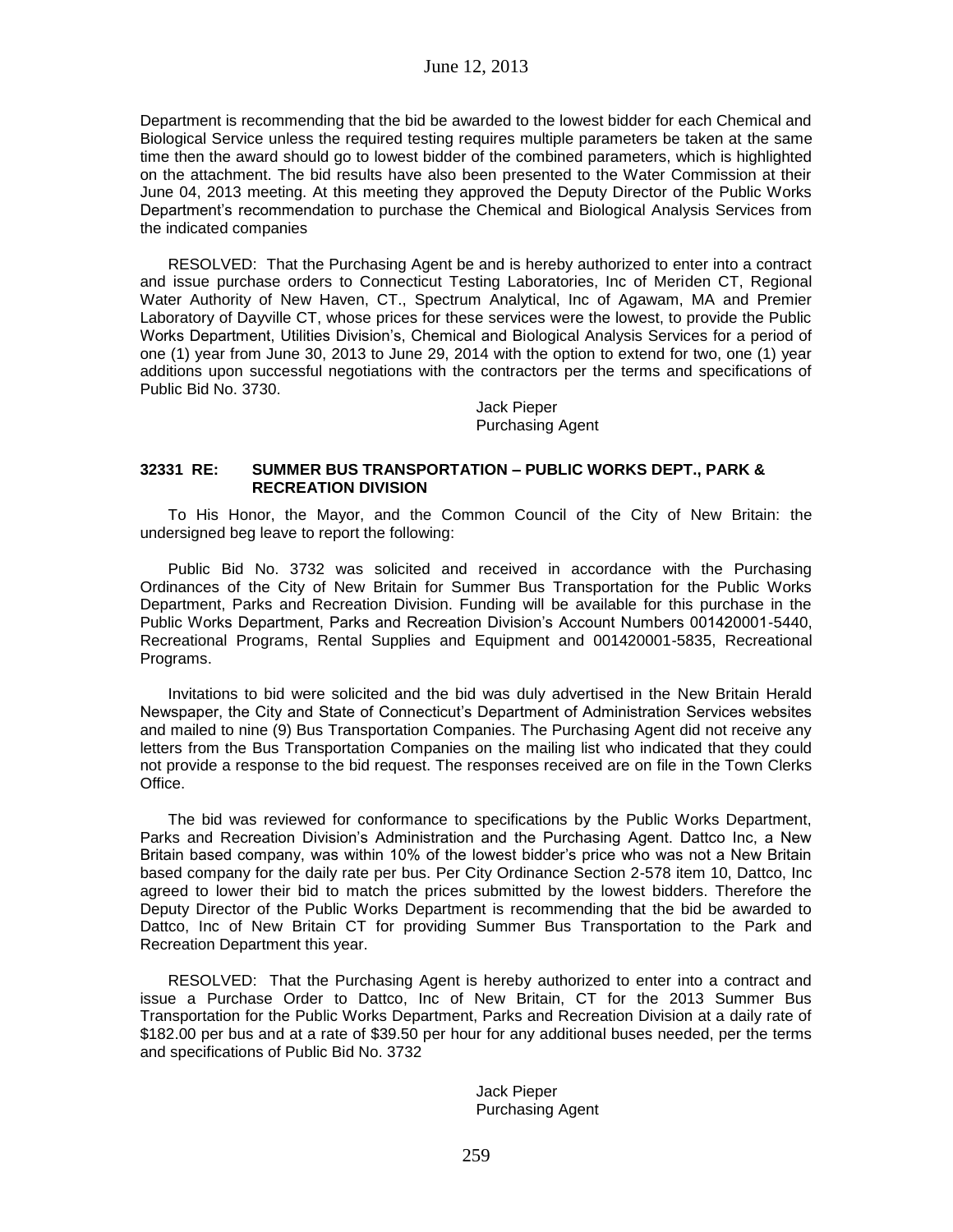Department is recommending that the bid be awarded to the lowest bidder for each Chemical and Biological Service unless the required testing requires multiple parameters be taken at the same time then the award should go to lowest bidder of the combined parameters, which is highlighted on the attachment. The bid results have also been presented to the Water Commission at their June 04, 2013 meeting. At this meeting they approved the Deputy Director of the Public Works Department's recommendation to purchase the Chemical and Biological Analysis Services from the indicated companies

RESOLVED: That the Purchasing Agent be and is hereby authorized to enter into a contract and issue purchase orders to Connecticut Testing Laboratories, Inc of Meriden CT, Regional Water Authority of New Haven, CT., Spectrum Analytical, Inc of Agawam, MA and Premier Laboratory of Dayville CT, whose prices for these services were the lowest, to provide the Public Works Department, Utilities Division's, Chemical and Biological Analysis Services for a period of one (1) year from June 30, 2013 to June 29, 2014 with the option to extend for two, one (1) year additions upon successful negotiations with the contractors per the terms and specifications of Public Bid No. 3730.

Jack Pieper
Purchasing Agent

### 32331 RE: SUMMER BUS TRANSPORTATION – PUBLIC WORKS DEPT., PARK & RECREATION DIVISION

To His Honor, the Mayor, and the Common Council of the City of New Britain: the undersigned beg leave to report the following:

Public Bid No. 3732 was solicited and received in accordance with the Purchasing Ordinances of the City of New Britain for Summer Bus Transportation for the Public Works Department, Parks and Recreation Division. Funding will be available for this purchase in the Public Works Department, Parks and Recreation Division's Account Numbers 001420001-5440, Recreational Programs, Rental Supplies and Equipment and 001420001-5835, Recreational Programs.

Invitations to bid were solicited and the bid was duly advertised in the New Britain Herald Newspaper, the City and State of Connecticut's Department of Administration Services websites and mailed to nine (9) Bus Transportation Companies. The Purchasing Agent did not receive any letters from the Bus Transportation Companies on the mailing list who indicated that they could not provide a response to the bid request. The responses received are on file in the Town Clerks Office.

The bid was reviewed for conformance to specifications by the Public Works Department, Parks and Recreation Division's Administration and the Purchasing Agent. Dattco Inc, a New Britain based company, was within 10% of the lowest bidder's price who was not a New Britain based company for the daily rate per bus. Per City Ordinance Section 2-578 item 10, Dattco, Inc agreed to lower their bid to match the prices submitted by the lowest bidders. Therefore the Deputy Director of the Public Works Department is recommending that the bid be awarded to Dattco, Inc of New Britain CT for providing Summer Bus Transportation to the Park and Recreation Department this year.

RESOLVED: That the Purchasing Agent is hereby authorized to enter into a contract and issue a Purchase Order to Dattco, Inc of New Britain, CT for the 2013 Summer Bus Transportation for the Public Works Department, Parks and Recreation Division at a daily rate of $182.00 per bus and at a rate of $39.50 per hour for any additional buses needed, per the terms and specifications of Public Bid No. 3732

Jack Pieper
Purchasing Agent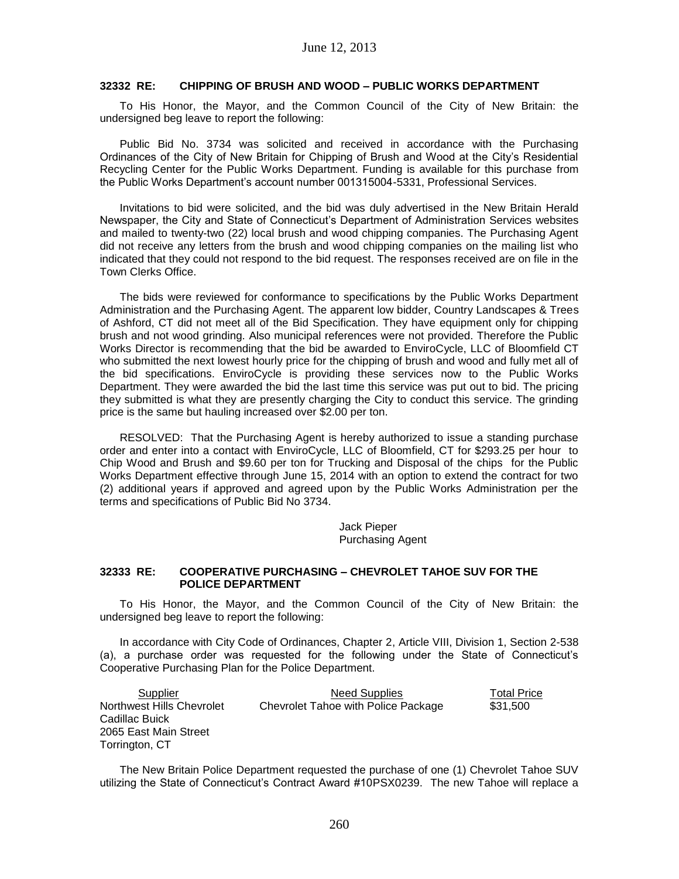### 32332 RE: CHIPPING OF BRUSH AND WOOD – PUBLIC WORKS DEPARTMENT

To His Honor, the Mayor, and the Common Council of the City of New Britain: the undersigned beg leave to report the following:

Public Bid No. 3734 was solicited and received in accordance with the Purchasing Ordinances of the City of New Britain for Chipping of Brush and Wood at the City's Residential Recycling Center for the Public Works Department. Funding is available for this purchase from the Public Works Department's account number 001315004-5331, Professional Services.

Invitations to bid were solicited, and the bid was duly advertised in the New Britain Herald Newspaper, the City and State of Connecticut's Department of Administration Services websites and mailed to twenty-two (22) local brush and wood chipping companies. The Purchasing Agent did not receive any letters from the brush and wood chipping companies on the mailing list who indicated that they could not respond to the bid request. The responses received are on file in the Town Clerks Office.

The bids were reviewed for conformance to specifications by the Public Works Department Administration and the Purchasing Agent. The apparent low bidder, Country Landscapes & Trees of Ashford, CT did not meet all of the Bid Specification. They have equipment only for chipping brush and not wood grinding. Also municipal references were not provided. Therefore the Public Works Director is recommending that the bid be awarded to EnviroCycle, LLC of Bloomfield CT who submitted the next lowest hourly price for the chipping of brush and wood and fully met all of the bid specifications. EnviroCycle is providing these services now to the Public Works Department. They were awarded the bid the last time this service was put out to bid. The pricing they submitted is what they are presently charging the City to conduct this service. The grinding price is the same but hauling increased over $2.00 per ton.

RESOLVED: That the Purchasing Agent is hereby authorized to issue a standing purchase order and enter into a contact with EnviroCycle, LLC of Bloomfield, CT for $293.25 per hour to Chip Wood and Brush and $9.60 per ton for Trucking and Disposal of the chips for the Public Works Department effective through June 15, 2014 with an option to extend the contract for two (2) additional years if approved and agreed upon by the Public Works Administration per the terms and specifications of Public Bid No 3734.

Jack Pieper
Purchasing Agent

### 32333 RE: COOPERATIVE PURCHASING – CHEVROLET TAHOE SUV FOR THE POLICE DEPARTMENT

To His Honor, the Mayor, and the Common Council of the City of New Britain: the undersigned beg leave to report the following:

In accordance with City Code of Ordinances, Chapter 2, Article VIII, Division 1, Section 2-538 (a), a purchase order was requested for the following under the State of Connecticut's Cooperative Purchasing Plan for the Police Department.

| Supplier | Need Supplies | Total Price |
| --- | --- | --- |
| Northwest Hills Chevrolet Cadillac Buick 2065 East Main Street Torrington, CT | Chevrolet Tahoe with Police Package | $31,500 |

The New Britain Police Department requested the purchase of one (1) Chevrolet Tahoe SUV utilizing the State of Connecticut's Contract Award #10PSX0239. The new Tahoe will replace a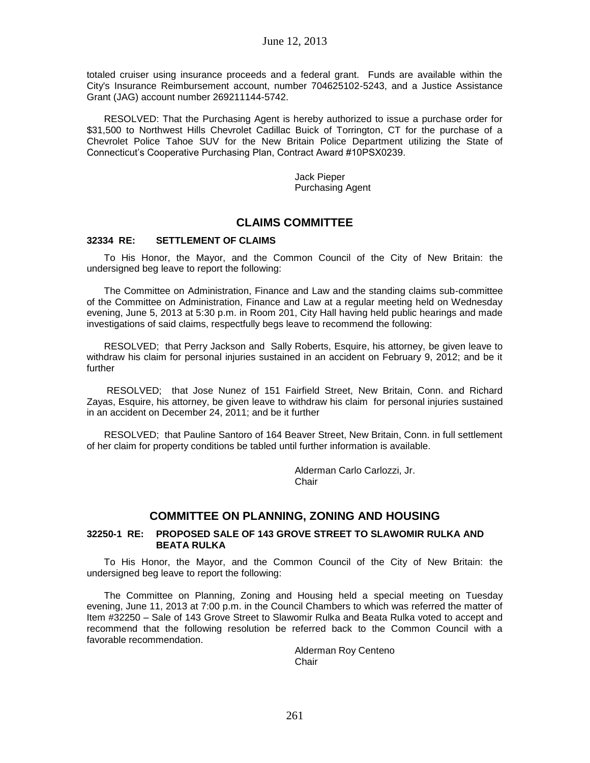totaled cruiser using insurance proceeds and a federal grant. Funds are available within the City's Insurance Reimbursement account, number 704625102-5243, and a Justice Assistance Grant (JAG) account number 269211144-5742.

RESOLVED: That the Purchasing Agent is hereby authorized to issue a purchase order for $31,500 to Northwest Hills Chevrolet Cadillac Buick of Torrington, CT for the purchase of a Chevrolet Police Tahoe SUV for the New Britain Police Department utilizing the State of Connecticut's Cooperative Purchasing Plan, Contract Award #10PSX0239.

Jack Pieper
Purchasing Agent

## CLAIMS COMMITTEE

**32334 RE: SETTLEMENT OF CLAIMS**

To His Honor, the Mayor, and the Common Council of the City of New Britain: the undersigned beg leave to report the following:

The Committee on Administration, Finance and Law and the standing claims sub-committee of the Committee on Administration, Finance and Law at a regular meeting held on Wednesday evening, June 5, 2013 at 5:30 p.m. in Room 201, City Hall having held public hearings and made investigations of said claims, respectfully begs leave to recommend the following:

RESOLVED; that Perry Jackson and Sally Roberts, Esquire, his attorney, be given leave to withdraw his claim for personal injuries sustained in an accident on February 9, 2012; and be it further

RESOLVED; that Jose Nunez of 151 Fairfield Street, New Britain, Conn. and Richard Zayas, Esquire, his attorney, be given leave to withdraw his claim for personal injuries sustained in an accident on December 24, 2011; and be it further

RESOLVED; that Pauline Santoro of 164 Beaver Street, New Britain, Conn. in full settlement of her claim for property conditions be tabled until further information is available.

Alderman Carlo Carlozzi, Jr.
Chair

## COMMITTEE ON PLANNING, ZONING AND HOUSING

**32250-1 RE: PROPOSED SALE OF 143 GROVE STREET TO SLAWOMIR RULKA AND BEATA RULKA**

To His Honor, the Mayor, and the Common Council of the City of New Britain: the undersigned beg leave to report the following:

The Committee on Planning, Zoning and Housing held a special meeting on Tuesday evening, June 11, 2013 at 7:00 p.m. in the Council Chambers to which was referred the matter of Item #32250 – Sale of 143 Grove Street to Slawomir Rulka and Beata Rulka voted to accept and recommend that the following resolution be referred back to the Common Council with a favorable recommendation.

Alderman Roy Centeno
Chair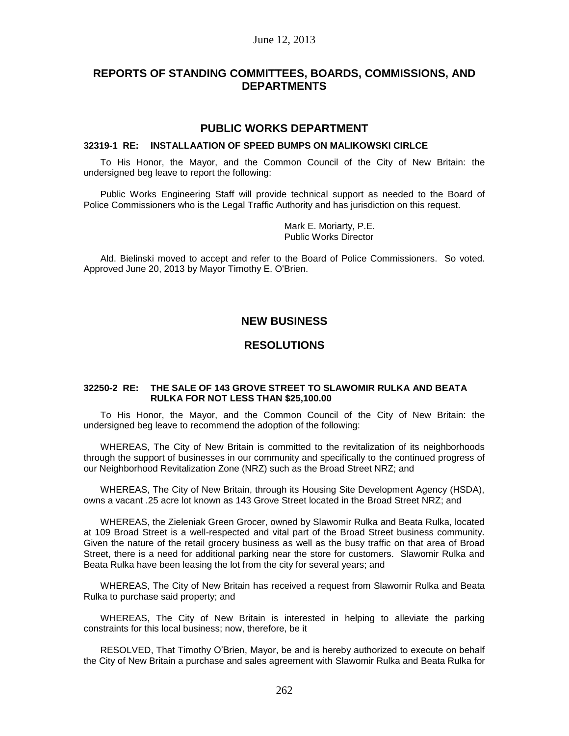# REPORTS OF STANDING COMMITTEES, BOARDS, COMMISSIONS, AND DEPARTMENTS

## PUBLIC WORKS DEPARTMENT

### 32319-1 RE: INSTALLAATION OF SPEED BUMPS ON MALIKOWSKI CIRLCE

To His Honor, the Mayor, and the Common Council of the City of New Britain: the undersigned beg leave to report the following:

Public Works Engineering Staff will provide technical support as needed to the Board of Police Commissioners who is the Legal Traffic Authority and has jurisdiction on this request.

Mark E. Moriarty, P.E.
Public Works Director

Ald. Bielinski moved to accept and refer to the Board of Police Commissioners. So voted. Approved June 20, 2013 by Mayor Timothy E. O'Brien.

## NEW BUSINESS

## RESOLUTIONS

### 32250-2 RE: THE SALE OF 143 GROVE STREET TO SLAWOMIR RULKA AND BEATA RULKA FOR NOT LESS THAN $25,100.00

To His Honor, the Mayor, and the Common Council of the City of New Britain: the undersigned beg leave to recommend the adoption of the following:

WHEREAS, The City of New Britain is committed to the revitalization of its neighborhoods through the support of businesses in our community and specifically to the continued progress of our Neighborhood Revitalization Zone (NRZ) such as the Broad Street NRZ; and

WHEREAS, The City of New Britain, through its Housing Site Development Agency (HSDA), owns a vacant .25 acre lot known as 143 Grove Street located in the Broad Street NRZ; and

WHEREAS, the Zieleniak Green Grocer, owned by Slawomir Rulka and Beata Rulka, located at 109 Broad Street is a well-respected and vital part of the Broad Street business community. Given the nature of the retail grocery business as well as the busy traffic on that area of Broad Street, there is a need for additional parking near the store for customers. Slawomir Rulka and Beata Rulka have been leasing the lot from the city for several years; and

WHEREAS, The City of New Britain has received a request from Slawomir Rulka and Beata Rulka to purchase said property; and

WHEREAS, The City of New Britain is interested in helping to alleviate the parking constraints for this local business; now, therefore, be it

RESOLVED, That Timothy O'Brien, Mayor, be and is hereby authorized to execute on behalf the City of New Britain a purchase and sales agreement with Slawomir Rulka and Beata Rulka for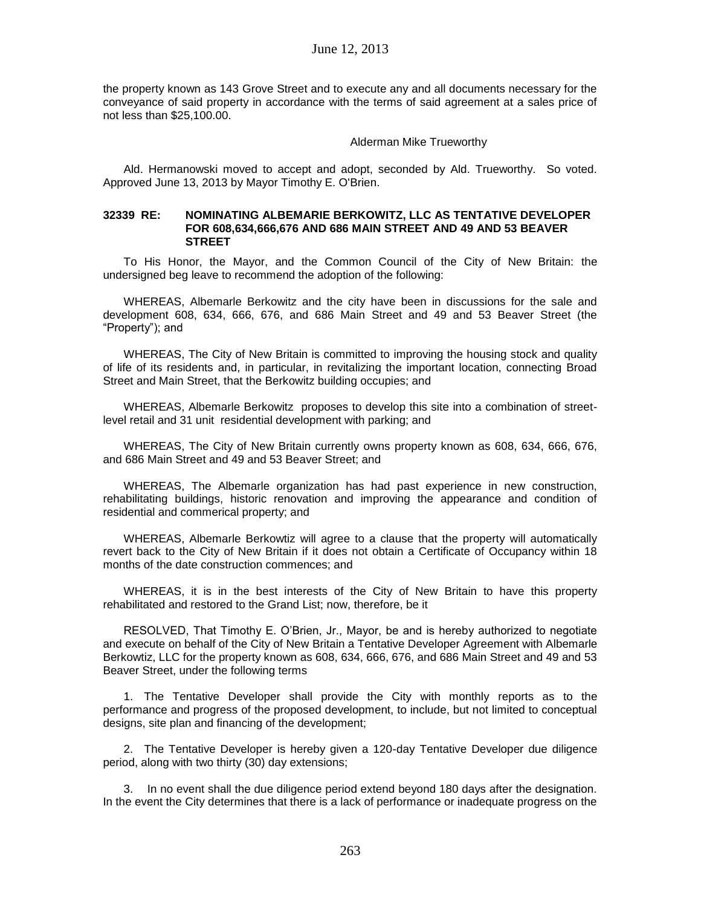the property known as 143 Grove Street and to execute any and all documents necessary for the conveyance of said property in accordance with the terms of said agreement at a sales price of not less than $25,100.00.

Alderman Mike Trueworthy

Ald. Hermanowski moved to accept and adopt, seconded by Ald. Trueworthy. So voted. Approved June 13, 2013 by Mayor Timothy E. O'Brien.

**32339 RE: NOMINATING ALBEMARIE BERKOWITZ, LLC AS TENTATIVE DEVELOPER FOR 608,634,666,676 AND 686 MAIN STREET AND 49 AND 53 BEAVER STREET**

To His Honor, the Mayor, and the Common Council of the City of New Britain: the undersigned beg leave to recommend the adoption of the following:

WHEREAS, Albemarle Berkowitz and the city have been in discussions for the sale and development 608, 634, 666, 676, and 686 Main Street and 49 and 53 Beaver Street (the "Property"); and

WHEREAS, The City of New Britain is committed to improving the housing stock and quality of life of its residents and, in particular, in revitalizing the important location, connecting Broad Street and Main Street, that the Berkowitz building occupies; and

WHEREAS, Albemarle Berkowitz proposes to develop this site into a combination of street-level retail and 31 unit residential development with parking; and

WHEREAS, The City of New Britain currently owns property known as 608, 634, 666, 676, and 686 Main Street and 49 and 53 Beaver Street; and

WHEREAS, The Albemarle organization has had past experience in new construction, rehabilitating buildings, historic renovation and improving the appearance and condition of residential and commerical property; and

WHEREAS, Albemarle Berkowtiz will agree to a clause that the property will automatically revert back to the City of New Britain if it does not obtain a Certificate of Occupancy within 18 months of the date construction commences; and

WHEREAS, it is in the best interests of the City of New Britain to have this property rehabilitated and restored to the Grand List; now, therefore, be it

RESOLVED, That Timothy E. O'Brien, Jr., Mayor, be and is hereby authorized to negotiate and execute on behalf of the City of New Britain a Tentative Developer Agreement with Albemarle Berkowtiz, LLC for the property known as 608, 634, 666, 676, and 686 Main Street and 49 and 53 Beaver Street, under the following terms

1. The Tentative Developer shall provide the City with monthly reports as to the performance and progress of the proposed development, to include, but not limited to conceptual designs, site plan and financing of the development;

2. The Tentative Developer is hereby given a 120-day Tentative Developer due diligence period, along with two thirty (30) day extensions;

3. In no event shall the due diligence period extend beyond 180 days after the designation. In the event the City determines that there is a lack of performance or inadequate progress on the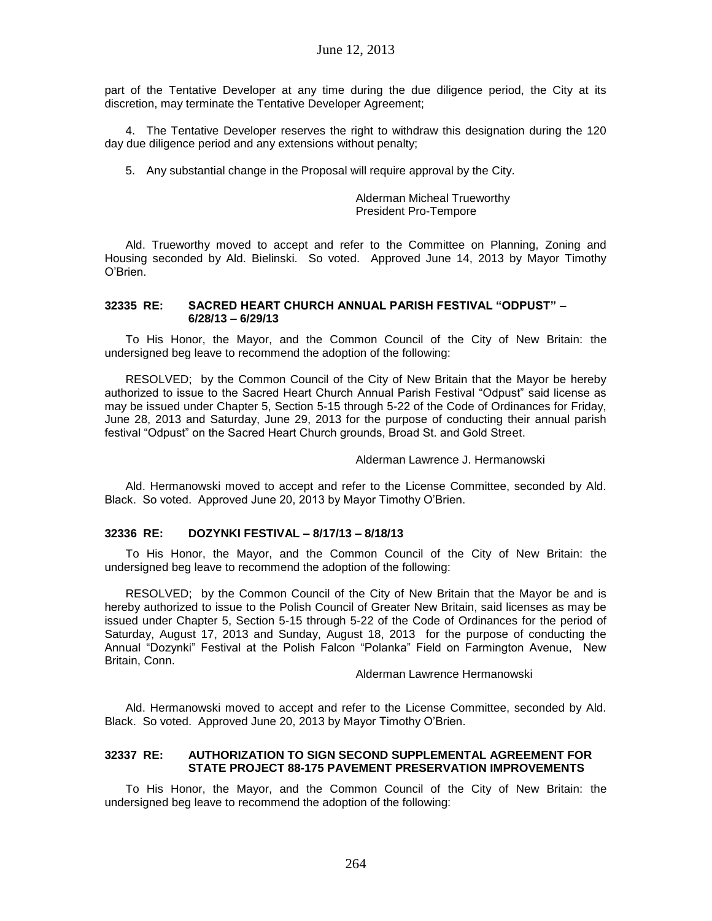part of the Tentative Developer at any time during the due diligence period, the City at its discretion, may terminate the Tentative Developer Agreement;

4. The Tentative Developer reserves the right to withdraw this designation during the 120 day due diligence period and any extensions without penalty;

5. Any substantial change in the Proposal will require approval by the City.

Alderman Micheal Trueworthy
President Pro-Tempore

Ald. Trueworthy moved to accept and refer to the Committee on Planning, Zoning and Housing seconded by Ald. Bielinski. So voted. Approved June 14, 2013 by Mayor Timothy O'Brien.

### 32335 RE: SACRED HEART CHURCH ANNUAL PARISH FESTIVAL "ODPUST" – 6/28/13 – 6/29/13

To His Honor, the Mayor, and the Common Council of the City of New Britain: the undersigned beg leave to recommend the adoption of the following:

RESOLVED; by the Common Council of the City of New Britain that the Mayor be hereby authorized to issue to the Sacred Heart Church Annual Parish Festival "Odpust" said license as may be issued under Chapter 5, Section 5-15 through 5-22 of the Code of Ordinances for Friday, June 28, 2013 and Saturday, June 29, 2013 for the purpose of conducting their annual parish festival "Odpust" on the Sacred Heart Church grounds, Broad St. and Gold Street.

Alderman Lawrence J. Hermanowski

Ald. Hermanowski moved to accept and refer to the License Committee, seconded by Ald. Black. So voted. Approved June 20, 2013 by Mayor Timothy O'Brien.

### 32336 RE: DOZYNKI FESTIVAL – 8/17/13 – 8/18/13

To His Honor, the Mayor, and the Common Council of the City of New Britain: the undersigned beg leave to recommend the adoption of the following:

RESOLVED; by the Common Council of the City of New Britain that the Mayor be and is hereby authorized to issue to the Polish Council of Greater New Britain, said licenses as may be issued under Chapter 5, Section 5-15 through 5-22 of the Code of Ordinances for the period of Saturday, August 17, 2013 and Sunday, August 18, 2013 for the purpose of conducting the Annual "Dozynki" Festival at the Polish Falcon "Polanka" Field on Farmington Avenue, New Britain, Conn.

Alderman Lawrence Hermanowski

Ald. Hermanowski moved to accept and refer to the License Committee, seconded by Ald. Black. So voted. Approved June 20, 2013 by Mayor Timothy O'Brien.

### 32337 RE: AUTHORIZATION TO SIGN SECOND SUPPLEMENTAL AGREEMENT FOR STATE PROJECT 88-175 PAVEMENT PRESERVATION IMPROVEMENTS

To His Honor, the Mayor, and the Common Council of the City of New Britain: the undersigned beg leave to recommend the adoption of the following: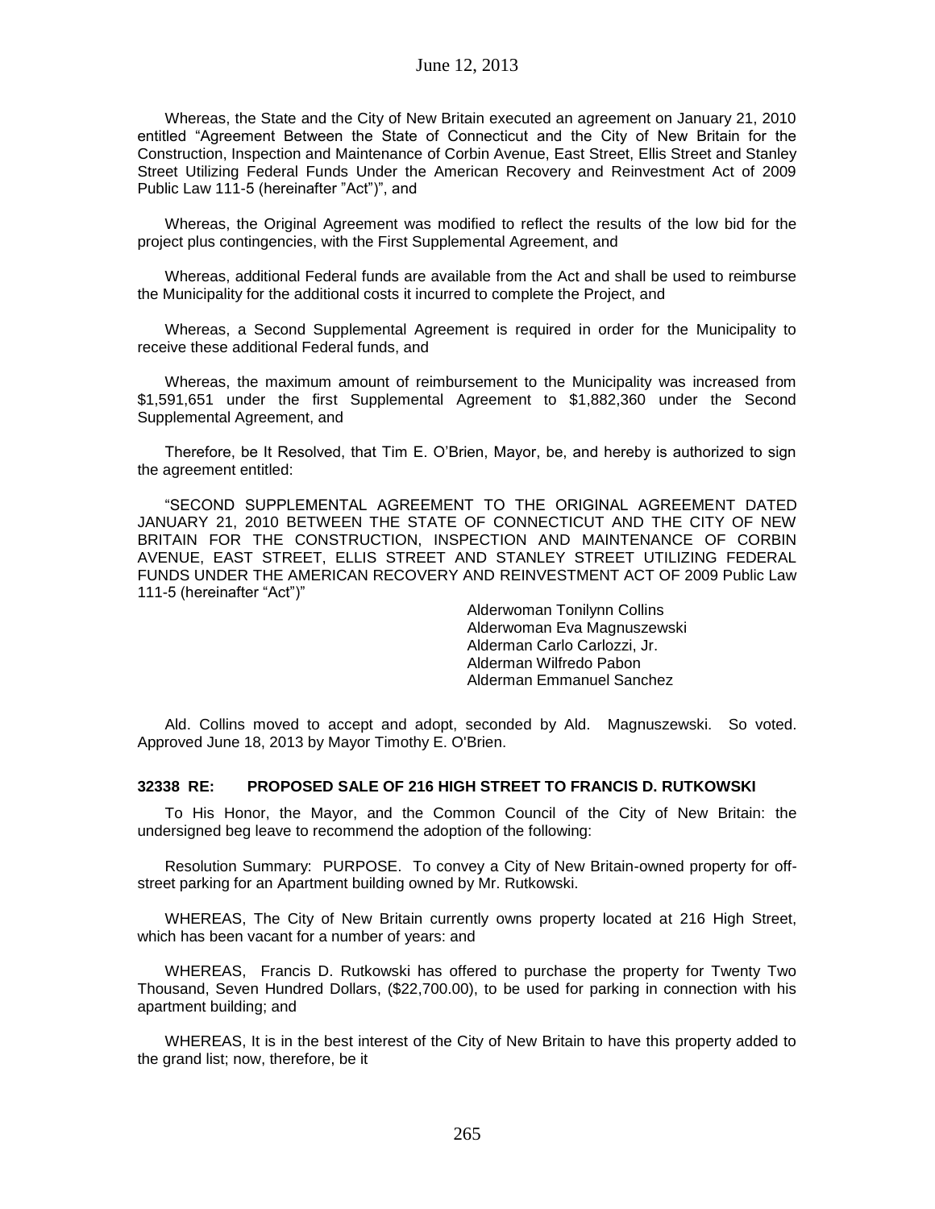Whereas, the State and the City of New Britain executed an agreement on January 21, 2010 entitled "Agreement Between the State of Connecticut and the City of New Britain for the Construction, Inspection and Maintenance of Corbin Avenue, East Street, Ellis Street and Stanley Street Utilizing Federal Funds Under the American Recovery and Reinvestment Act of 2009 Public Law 111-5 (hereinafter "Act")", and

Whereas, the Original Agreement was modified to reflect the results of the low bid for the project plus contingencies, with the First Supplemental Agreement, and

Whereas, additional Federal funds are available from the Act and shall be used to reimburse the Municipality for the additional costs it incurred to complete the Project, and

Whereas, a Second Supplemental Agreement is required in order for the Municipality to receive these additional Federal funds, and

Whereas, the maximum amount of reimbursement to the Municipality was increased from $1,591,651 under the first Supplemental Agreement to $1,882,360 under the Second Supplemental Agreement, and

Therefore, be It Resolved, that Tim E. O'Brien, Mayor, be, and hereby is authorized to sign the agreement entitled:

"SECOND SUPPLEMENTAL AGREEMENT TO THE ORIGINAL AGREEMENT DATED JANUARY 21, 2010 BETWEEN THE STATE OF CONNECTICUT AND THE CITY OF NEW BRITAIN FOR THE CONSTRUCTION, INSPECTION AND MAINTENANCE OF CORBIN AVENUE, EAST STREET, ELLIS STREET AND STANLEY STREET UTILIZING FEDERAL FUNDS UNDER THE AMERICAN RECOVERY AND REINVESTMENT ACT OF 2009 Public Law 111-5 (hereinafter "Act")"

Alderwoman Tonilynn Collins
Alderwoman Eva Magnuszewski
Alderman Carlo Carlozzi, Jr.
Alderman Wilfredo Pabon
Alderman Emmanuel Sanchez

Ald. Collins moved to accept and adopt, seconded by Ald. Magnuszewski. So voted. Approved June 18, 2013 by Mayor Timothy E. O'Brien.

### 32338 RE: PROPOSED SALE OF 216 HIGH STREET TO FRANCIS D. RUTKOWSKI

To His Honor, the Mayor, and the Common Council of the City of New Britain: the undersigned beg leave to recommend the adoption of the following:

Resolution Summary: PURPOSE. To convey a City of New Britain-owned property for off-street parking for an Apartment building owned by Mr. Rutkowski.

WHEREAS, The City of New Britain currently owns property located at 216 High Street, which has been vacant for a number of years: and

WHEREAS, Francis D. Rutkowski has offered to purchase the property for Twenty Two Thousand, Seven Hundred Dollars, ($22,700.00), to be used for parking in connection with his apartment building; and

WHEREAS, It is in the best interest of the City of New Britain to have this property added to the grand list; now, therefore, be it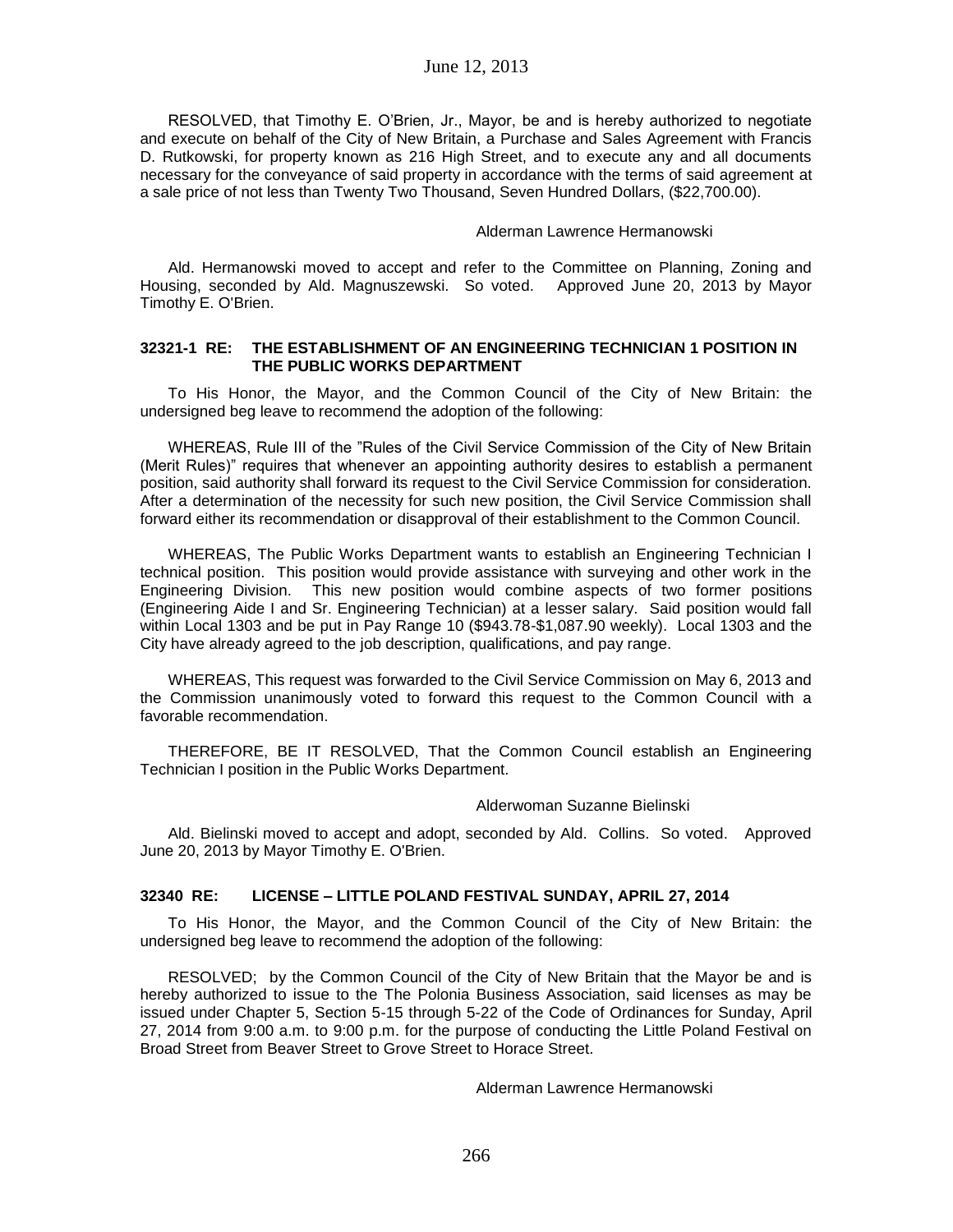RESOLVED, that Timothy E. O'Brien, Jr., Mayor, be and is hereby authorized to negotiate and execute on behalf of the City of New Britain, a Purchase and Sales Agreement with Francis D. Rutkowski, for property known as 216 High Street, and to execute any and all documents necessary for the conveyance of said property in accordance with the terms of said agreement at a sale price of not less than Twenty Two Thousand, Seven Hundred Dollars, ($22,700.00).

Alderman Lawrence Hermanowski

Ald. Hermanowski moved to accept and refer to the Committee on Planning, Zoning and Housing, seconded by Ald. Magnuszewski. So voted. Approved June 20, 2013 by Mayor Timothy E. O'Brien.

#### 32321-1 RE: THE ESTABLISHMENT OF AN ENGINEERING TECHNICIAN 1 POSITION IN THE PUBLIC WORKS DEPARTMENT

To His Honor, the Mayor, and the Common Council of the City of New Britain: the undersigned beg leave to recommend the adoption of the following:

WHEREAS, Rule III of the "Rules of the Civil Service Commission of the City of New Britain (Merit Rules)" requires that whenever an appointing authority desires to establish a permanent position, said authority shall forward its request to the Civil Service Commission for consideration. After a determination of the necessity for such new position, the Civil Service Commission shall forward either its recommendation or disapproval of their establishment to the Common Council.

WHEREAS, The Public Works Department wants to establish an Engineering Technician I technical position. This position would provide assistance with surveying and other work in the Engineering Division. This new position would combine aspects of two former positions (Engineering Aide I and Sr. Engineering Technician) at a lesser salary. Said position would fall within Local 1303 and be put in Pay Range 10 ($943.78-$1,087.90 weekly). Local 1303 and the City have already agreed to the job description, qualifications, and pay range.

WHEREAS, This request was forwarded to the Civil Service Commission on May 6, 2013 and the Commission unanimously voted to forward this request to the Common Council with a favorable recommendation.

THEREFORE, BE IT RESOLVED, That the Common Council establish an Engineering Technician I position in the Public Works Department.

Alderwoman Suzanne Bielinski

Ald. Bielinski moved to accept and adopt, seconded by Ald. Collins. So voted. Approved June 20, 2013 by Mayor Timothy E. O'Brien.

#### 32340 RE: LICENSE – LITTLE POLAND FESTIVAL SUNDAY, APRIL 27, 2014

To His Honor, the Mayor, and the Common Council of the City of New Britain: the undersigned beg leave to recommend the adoption of the following:

RESOLVED; by the Common Council of the City of New Britain that the Mayor be and is hereby authorized to issue to the The Polonia Business Association, said licenses as may be issued under Chapter 5, Section 5-15 through 5-22 of the Code of Ordinances for Sunday, April 27, 2014 from 9:00 a.m. to 9:00 p.m. for the purpose of conducting the Little Poland Festival on Broad Street from Beaver Street to Grove Street to Horace Street.

Alderman Lawrence Hermanowski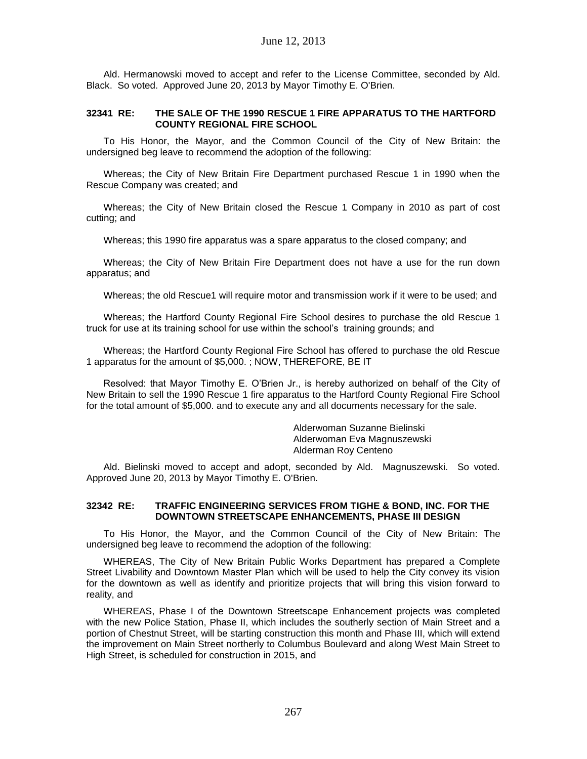Ald. Hermanowski moved to accept and refer to the License Committee, seconded by Ald. Black. So voted. Approved June 20, 2013 by Mayor Timothy E. O'Brien.

#### 32341 RE: THE SALE OF THE 1990 RESCUE 1 FIRE APPARATUS TO THE HARTFORD COUNTY REGIONAL FIRE SCHOOL

To His Honor, the Mayor, and the Common Council of the City of New Britain: the undersigned beg leave to recommend the adoption of the following:

Whereas; the City of New Britain Fire Department purchased Rescue 1 in 1990 when the Rescue Company was created; and

Whereas; the City of New Britain closed the Rescue 1 Company in 2010 as part of cost cutting; and

Whereas; this 1990 fire apparatus was a spare apparatus to the closed company; and

Whereas; the City of New Britain Fire Department does not have a use for the run down apparatus; and

Whereas; the old Rescue1 will require motor and transmission work if it were to be used; and

Whereas; the Hartford County Regional Fire School desires to purchase the old Rescue 1 truck for use at its training school for use within the school's training grounds; and

Whereas; the Hartford County Regional Fire School has offered to purchase the old Rescue 1 apparatus for the amount of $5,000. ; NOW, THEREFORE, BE IT

Resolved: that Mayor Timothy E. O'Brien Jr., is hereby authorized on behalf of the City of New Britain to sell the 1990 Rescue 1 fire apparatus to the Hartford County Regional Fire School for the total amount of $5,000. and to execute any and all documents necessary for the sale.

Alderwoman Suzanne Bielinski
Alderwoman Eva Magnuszewski
Alderman Roy Centeno

Ald. Bielinski moved to accept and adopt, seconded by Ald. Magnuszewski. So voted. Approved June 20, 2013 by Mayor Timothy E. O'Brien.

#### 32342 RE: TRAFFIC ENGINEERING SERVICES FROM TIGHE & BOND, INC. FOR THE DOWNTOWN STREETSCAPE ENHANCEMENTS, PHASE III DESIGN

To His Honor, the Mayor, and the Common Council of the City of New Britain: The undersigned beg leave to recommend the adoption of the following:

WHEREAS, The City of New Britain Public Works Department has prepared a Complete Street Livability and Downtown Master Plan which will be used to help the City convey its vision for the downtown as well as identify and prioritize projects that will bring this vision forward to reality, and

WHEREAS, Phase I of the Downtown Streetscape Enhancement projects was completed with the new Police Station, Phase II, which includes the southerly section of Main Street and a portion of Chestnut Street, will be starting construction this month and Phase III, which will extend the improvement on Main Street northerly to Columbus Boulevard and along West Main Street to High Street, is scheduled for construction in 2015, and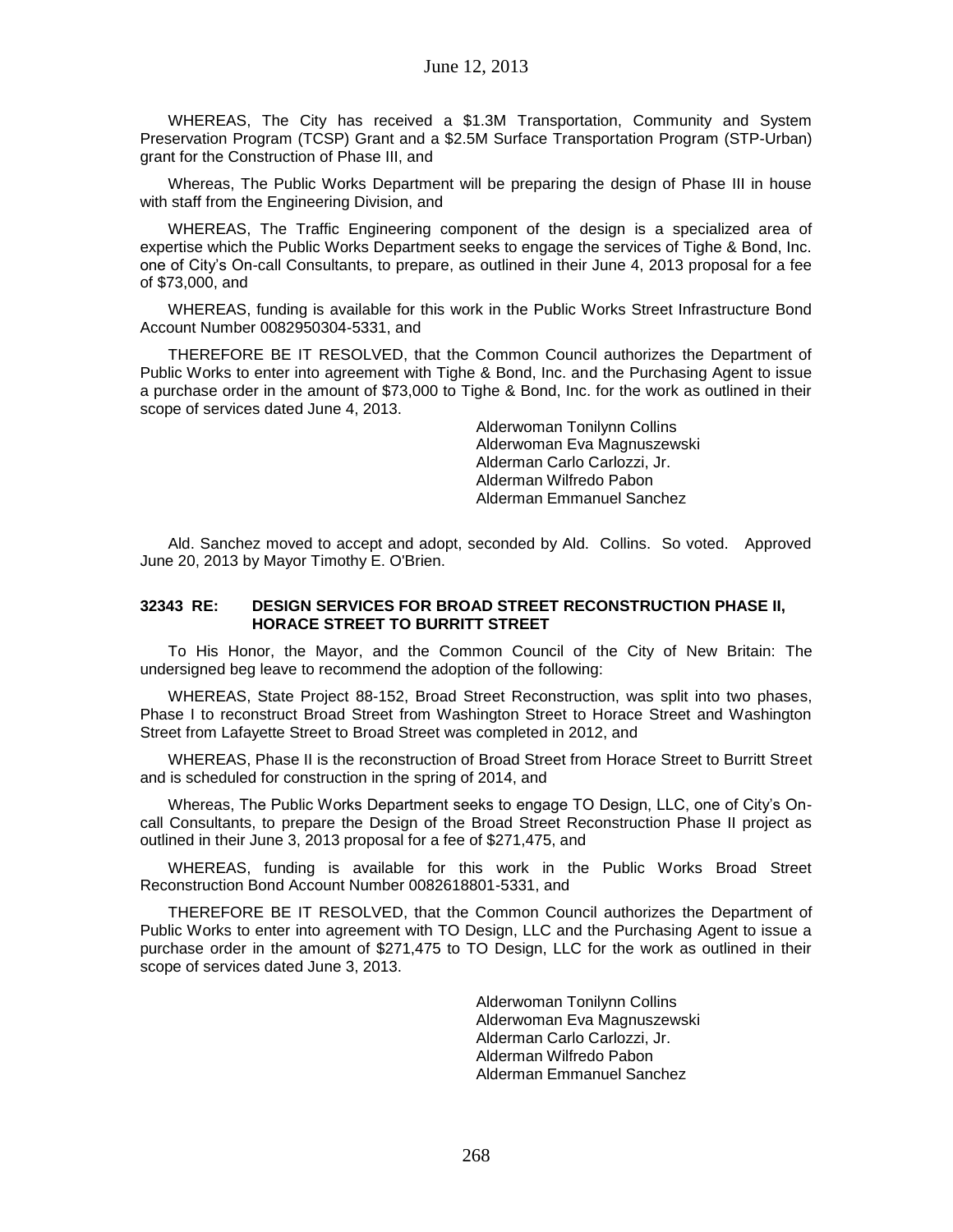WHEREAS, The City has received a $1.3M Transportation, Community and System Preservation Program (TCSP) Grant and a $2.5M Surface Transportation Program (STP-Urban) grant for the Construction of Phase III, and

Whereas, The Public Works Department will be preparing the design of Phase III in house with staff from the Engineering Division, and

WHEREAS, The Traffic Engineering component of the design is a specialized area of expertise which the Public Works Department seeks to engage the services of Tighe & Bond, Inc. one of City's On-call Consultants, to prepare, as outlined in their June 4, 2013 proposal for a fee of $73,000, and

WHEREAS, funding is available for this work in the Public Works Street Infrastructure Bond Account Number 0082950304-5331, and

THEREFORE BE IT RESOLVED, that the Common Council authorizes the Department of Public Works to enter into agreement with Tighe & Bond, Inc. and the Purchasing Agent to issue a purchase order in the amount of $73,000 to Tighe & Bond, Inc. for the work as outlined in their scope of services dated June 4, 2013.

Alderwoman Tonilynn Collins
Alderwoman Eva Magnuszewski
Alderman Carlo Carlozzi, Jr.
Alderman Wilfredo Pabon
Alderman Emmanuel Sanchez

Ald. Sanchez moved to accept and adopt, seconded by Ald. Collins. So voted. Approved June 20, 2013 by Mayor Timothy E. O'Brien.

### 32343 RE: DESIGN SERVICES FOR BROAD STREET RECONSTRUCTION PHASE II, HORACE STREET TO BURRITT STREET

To His Honor, the Mayor, and the Common Council of the City of New Britain: The undersigned beg leave to recommend the adoption of the following:

WHEREAS, State Project 88-152, Broad Street Reconstruction, was split into two phases, Phase I to reconstruct Broad Street from Washington Street to Horace Street and Washington Street from Lafayette Street to Broad Street was completed in 2012, and

WHEREAS, Phase II is the reconstruction of Broad Street from Horace Street to Burritt Street and is scheduled for construction in the spring of 2014, and

Whereas, The Public Works Department seeks to engage TO Design, LLC, one of City's On-call Consultants, to prepare the Design of the Broad Street Reconstruction Phase II project as outlined in their June 3, 2013 proposal for a fee of $271,475, and

WHEREAS, funding is available for this work in the Public Works Broad Street Reconstruction Bond Account Number 0082618801-5331, and

THEREFORE BE IT RESOLVED, that the Common Council authorizes the Department of Public Works to enter into agreement with TO Design, LLC and the Purchasing Agent to issue a purchase order in the amount of $271,475 to TO Design, LLC for the work as outlined in their scope of services dated June 3, 2013.

Alderwoman Tonilynn Collins
Alderwoman Eva Magnuszewski
Alderman Carlo Carlozzi, Jr.
Alderman Wilfredo Pabon
Alderman Emmanuel Sanchez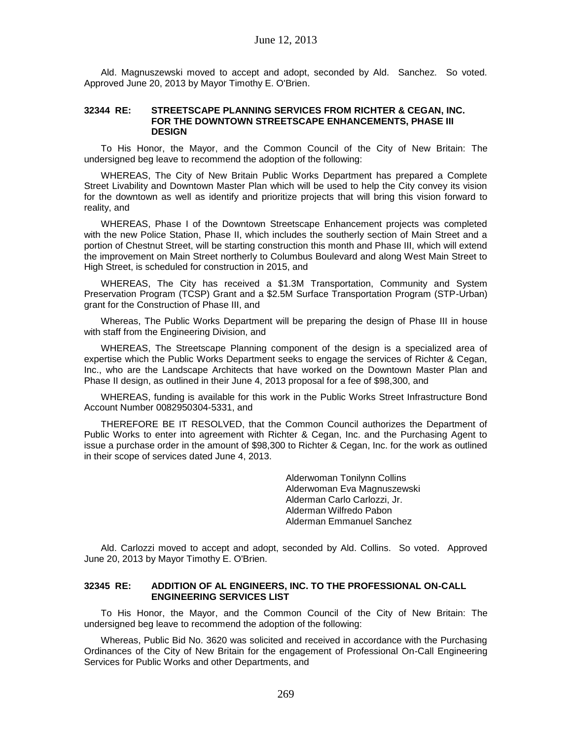Ald. Magnuszewski moved to accept and adopt, seconded by Ald. Sanchez. So voted. Approved June 20, 2013 by Mayor Timothy E. O'Brien.

**32344 RE: STREETSCAPE PLANNING SERVICES FROM RICHTER & CEGAN, INC. FOR THE DOWNTOWN STREETSCAPE ENHANCEMENTS, PHASE III DESIGN**

To His Honor, the Mayor, and the Common Council of the City of New Britain: The undersigned beg leave to recommend the adoption of the following:

WHEREAS, The City of New Britain Public Works Department has prepared a Complete Street Livability and Downtown Master Plan which will be used to help the City convey its vision for the downtown as well as identify and prioritize projects that will bring this vision forward to reality, and

WHEREAS, Phase I of the Downtown Streetscape Enhancement projects was completed with the new Police Station, Phase II, which includes the southerly section of Main Street and a portion of Chestnut Street, will be starting construction this month and Phase III, which will extend the improvement on Main Street northerly to Columbus Boulevard and along West Main Street to High Street, is scheduled for construction in 2015, and

WHEREAS, The City has received a $1.3M Transportation, Community and System Preservation Program (TCSP) Grant and a $2.5M Surface Transportation Program (STP-Urban) grant for the Construction of Phase III, and

Whereas, The Public Works Department will be preparing the design of Phase III in house with staff from the Engineering Division, and

WHEREAS, The Streetscape Planning component of the design is a specialized area of expertise which the Public Works Department seeks to engage the services of Richter & Cegan, Inc., who are the Landscape Architects that have worked on the Downtown Master Plan and Phase II design, as outlined in their June 4, 2013 proposal for a fee of $98,300, and

WHEREAS, funding is available for this work in the Public Works Street Infrastructure Bond Account Number 0082950304-5331, and

THEREFORE BE IT RESOLVED, that the Common Council authorizes the Department of Public Works to enter into agreement with Richter & Cegan, Inc. and the Purchasing Agent to issue a purchase order in the amount of $98,300 to Richter & Cegan, Inc. for the work as outlined in their scope of services dated June 4, 2013.

Alderwoman Tonilynn Collins
Alderwoman Eva Magnuszewski
Alderman Carlo Carlozzi, Jr.
Alderman Wilfredo Pabon
Alderman Emmanuel Sanchez

Ald. Carlozzi moved to accept and adopt, seconded by Ald. Collins. So voted. Approved June 20, 2013 by Mayor Timothy E. O'Brien.

**32345 RE: ADDITION OF AL ENGINEERS, INC. TO THE PROFESSIONAL ON-CALL ENGINEERING SERVICES LIST**

To His Honor, the Mayor, and the Common Council of the City of New Britain: The undersigned beg leave to recommend the adoption of the following:

Whereas, Public Bid No. 3620 was solicited and received in accordance with the Purchasing Ordinances of the City of New Britain for the engagement of Professional On-Call Engineering Services for Public Works and other Departments, and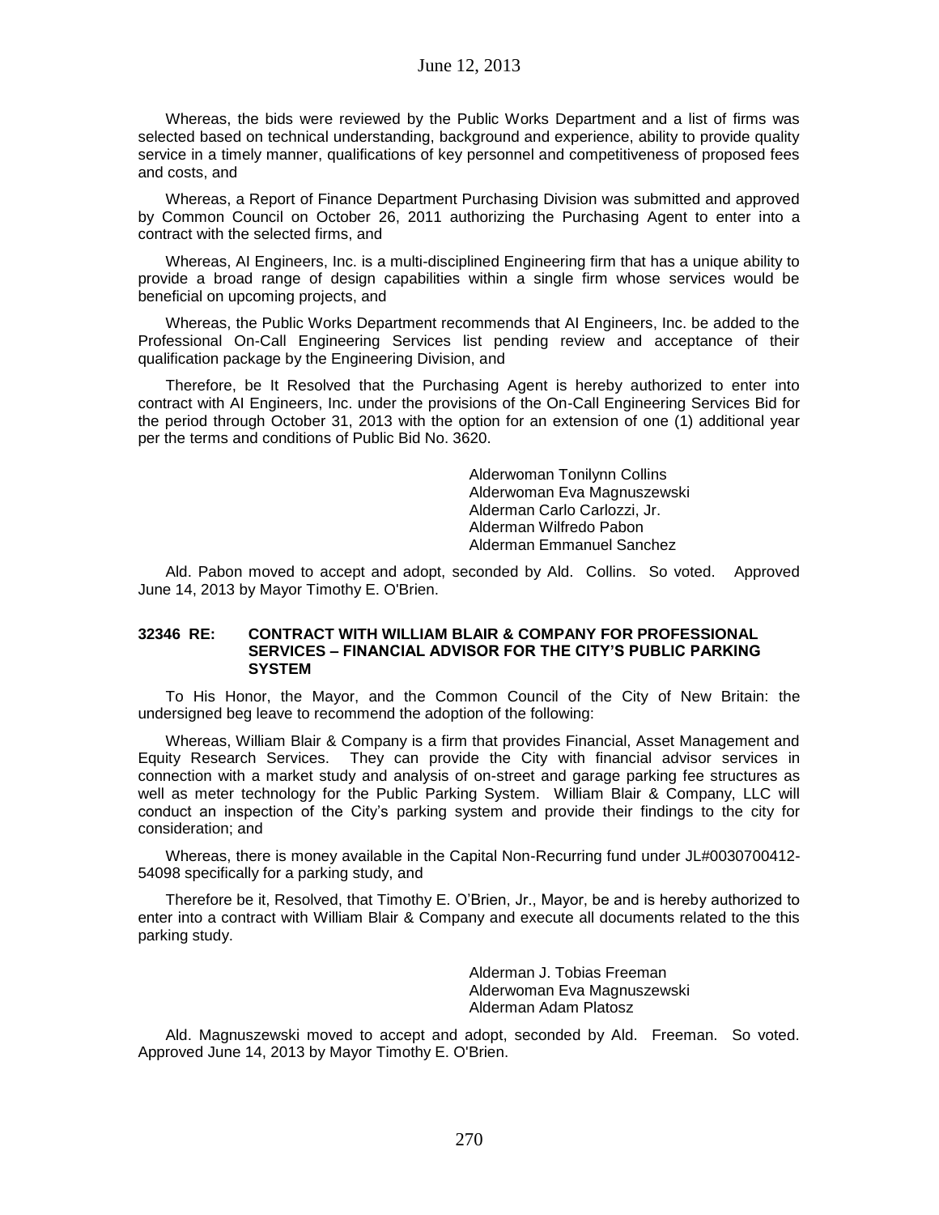Whereas, the bids were reviewed by the Public Works Department and a list of firms was selected based on technical understanding, background and experience, ability to provide quality service in a timely manner, qualifications of key personnel and competitiveness of proposed fees and costs, and

Whereas, a Report of Finance Department Purchasing Division was submitted and approved by Common Council on October 26, 2011 authorizing the Purchasing Agent to enter into a contract with the selected firms, and

Whereas, AI Engineers, Inc. is a multi-disciplined Engineering firm that has a unique ability to provide a broad range of design capabilities within a single firm whose services would be beneficial on upcoming projects, and

Whereas, the Public Works Department recommends that AI Engineers, Inc. be added to the Professional On-Call Engineering Services list pending review and acceptance of their qualification package by the Engineering Division, and

Therefore, be It Resolved that the Purchasing Agent is hereby authorized to enter into contract with AI Engineers, Inc. under the provisions of the On-Call Engineering Services Bid for the period through October 31, 2013 with the option for an extension of one (1) additional year per the terms and conditions of Public Bid No. 3620.

Alderwoman Tonilynn Collins  
Alderwoman Eva Magnuszewski  
Alderman Carlo Carlozzi, Jr.  
Alderman Wilfredo Pabon  
Alderman Emmanuel Sanchez

Ald. Pabon moved to accept and adopt, seconded by Ald. Collins. So voted. Approved June 14, 2013 by Mayor Timothy E. O'Brien.

**32346 RE: CONTRACT WITH WILLIAM BLAIR & COMPANY FOR PROFESSIONAL SERVICES – FINANCIAL ADVISOR FOR THE CITY'S PUBLIC PARKING SYSTEM**

To His Honor, the Mayor, and the Common Council of the City of New Britain: the undersigned beg leave to recommend the adoption of the following:

Whereas, William Blair & Company is a firm that provides Financial, Asset Management and Equity Research Services. They can provide the City with financial advisor services in connection with a market study and analysis of on-street and garage parking fee structures as well as meter technology for the Public Parking System. William Blair & Company, LLC will conduct an inspection of the City's parking system and provide their findings to the city for consideration; and

Whereas, there is money available in the Capital Non-Recurring fund under JL#0030700412-54098 specifically for a parking study, and

Therefore be it, Resolved, that Timothy E. O'Brien, Jr., Mayor, be and is hereby authorized to enter into a contract with William Blair & Company and execute all documents related to the this parking study.

Alderman J. Tobias Freeman  
Alderwoman Eva Magnuszewski  
Alderman Adam Platosz

Ald. Magnuszewski moved to accept and adopt, seconded by Ald. Freeman. So voted. Approved June 14, 2013 by Mayor Timothy E. O'Brien.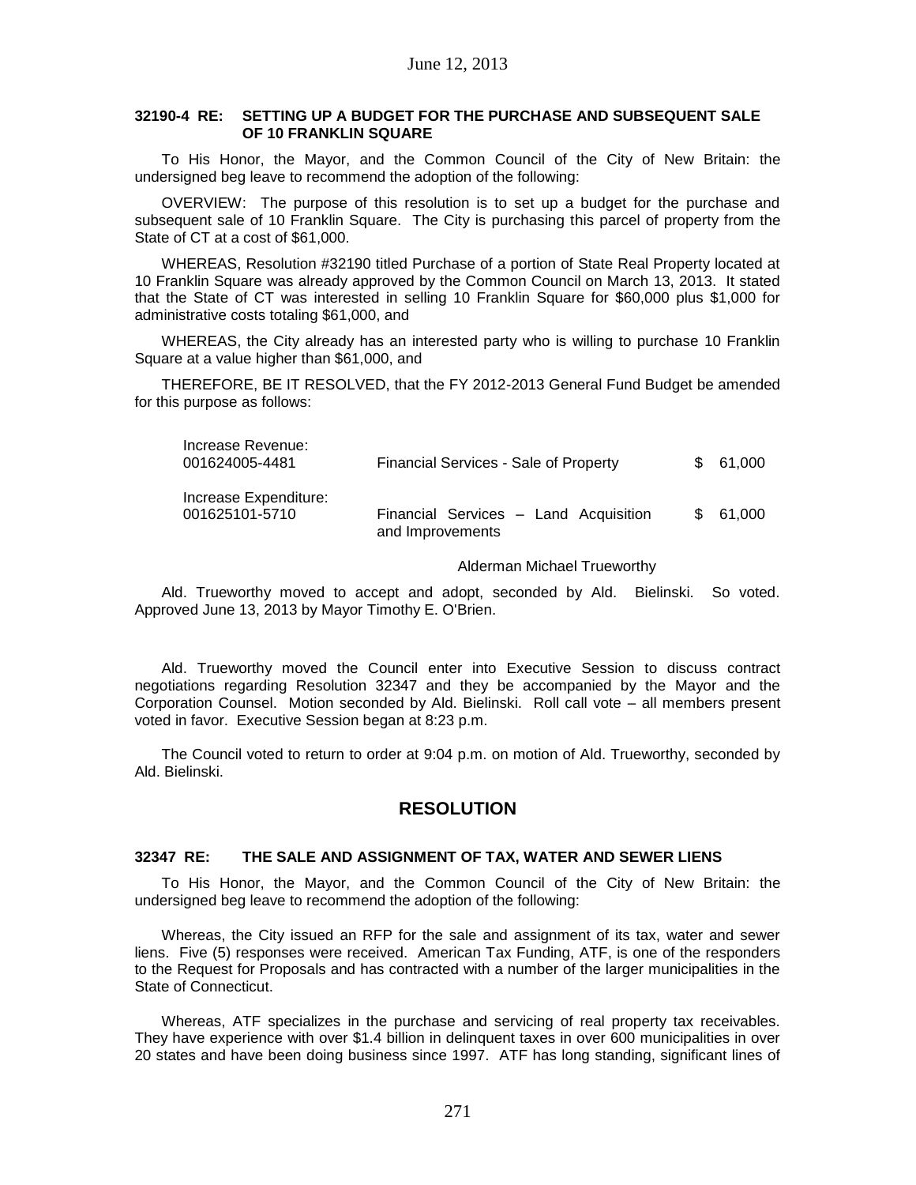### 32190-4 RE: SETTING UP A BUDGET FOR THE PURCHASE AND SUBSEQUENT SALE OF 10 FRANKLIN SQUARE

To His Honor, the Mayor, and the Common Council of the City of New Britain: the undersigned beg leave to recommend the adoption of the following:

OVERVIEW: The purpose of this resolution is to set up a budget for the purchase and subsequent sale of 10 Franklin Square. The City is purchasing this parcel of property from the State of CT at a cost of $61,000.

WHEREAS, Resolution #32190 titled Purchase of a portion of State Real Property located at 10 Franklin Square was already approved by the Common Council on March 13, 2013. It stated that the State of CT was interested in selling 10 Franklin Square for $60,000 plus $1,000 for administrative costs totaling $61,000, and

WHEREAS, the City already has an interested party who is willing to purchase 10 Franklin Square at a value higher than $61,000, and

THEREFORE, BE IT RESOLVED, that the FY 2012-2013 General Fund Budget be amended for this purpose as follows:

| | | |
|---|---|---|
| Increase Revenue: 001624005-4481 | Financial Services - Sale of Property | $ 61,000 |
| Increase Expenditure: 001625101-5710 | Financial Services – Land Acquisition and Improvements | $ 61,000 |

Alderman Michael Trueworthy

Ald. Trueworthy moved to accept and adopt, seconded by Ald. Bielinski. So voted. Approved June 13, 2013 by Mayor Timothy E. O'Brien.

Ald. Trueworthy moved the Council enter into Executive Session to discuss contract negotiations regarding Resolution 32347 and they be accompanied by the Mayor and the Corporation Counsel. Motion seconded by Ald. Bielinski. Roll call vote – all members present voted in favor. Executive Session began at 8:23 p.m.

The Council voted to return to order at 9:04 p.m. on motion of Ald. Trueworthy, seconded by Ald. Bielinski.

## RESOLUTION

### 32347 RE: THE SALE AND ASSIGNMENT OF TAX, WATER AND SEWER LIENS

To His Honor, the Mayor, and the Common Council of the City of New Britain: the undersigned beg leave to recommend the adoption of the following:

Whereas, the City issued an RFP for the sale and assignment of its tax, water and sewer liens. Five (5) responses were received. American Tax Funding, ATF, is one of the responders to the Request for Proposals and has contracted with a number of the larger municipalities in the State of Connecticut.

Whereas, ATF specializes in the purchase and servicing of real property tax receivables. They have experience with over $1.4 billion in delinquent taxes in over 600 municipalities in over 20 states and have been doing business since 1997. ATF has long standing, significant lines of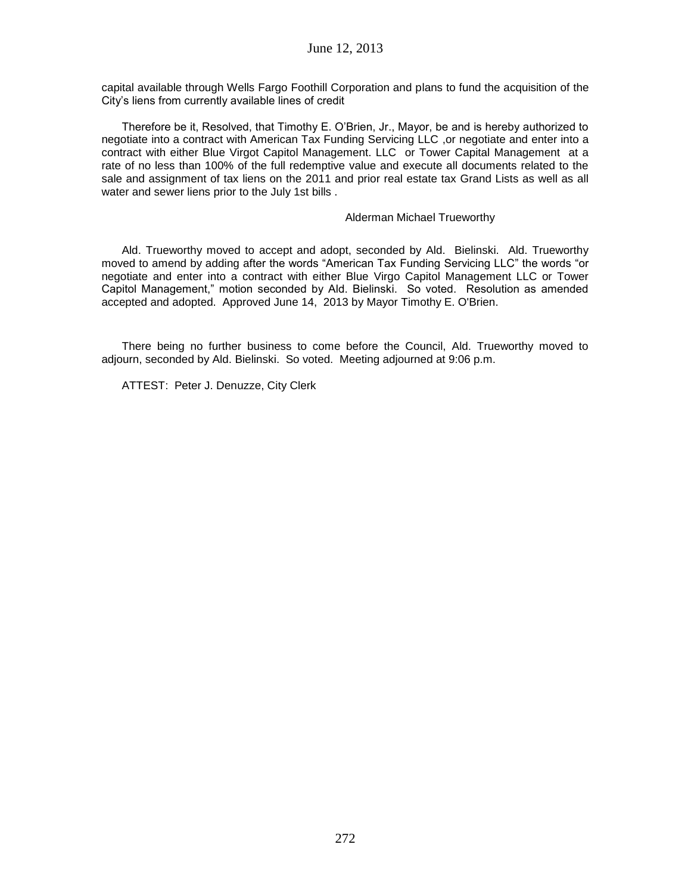capital available through Wells Fargo Foothill Corporation and plans to fund the acquisition of the City's liens from currently available lines of credit

Therefore be it, Resolved, that Timothy E. O'Brien, Jr., Mayor, be and is hereby authorized to negotiate into a contract with American Tax Funding Servicing LLC ,or negotiate and enter into a contract with either Blue Virgot Capitol Management. LLC or Tower Capital Management at a rate of no less than 100% of the full redemptive value and execute all documents related to the sale and assignment of tax liens on the 2011 and prior real estate tax Grand Lists as well as all water and sewer liens prior to the July 1st bills .

Alderman Michael Trueworthy

Ald. Trueworthy moved to accept and adopt, seconded by Ald. Bielinski. Ald. Trueworthy moved to amend by adding after the words "American Tax Funding Servicing LLC" the words "or negotiate and enter into a contract with either Blue Virgo Capitol Management LLC or Tower Capitol Management," motion seconded by Ald. Bielinski. So voted. Resolution as amended accepted and adopted. Approved June 14, 2013 by Mayor Timothy E. O'Brien.

There being no further business to come before the Council, Ald. Trueworthy moved to adjourn, seconded by Ald. Bielinski. So voted. Meeting adjourned at 9:06 p.m.

ATTEST: Peter J. Denuzze, City Clerk